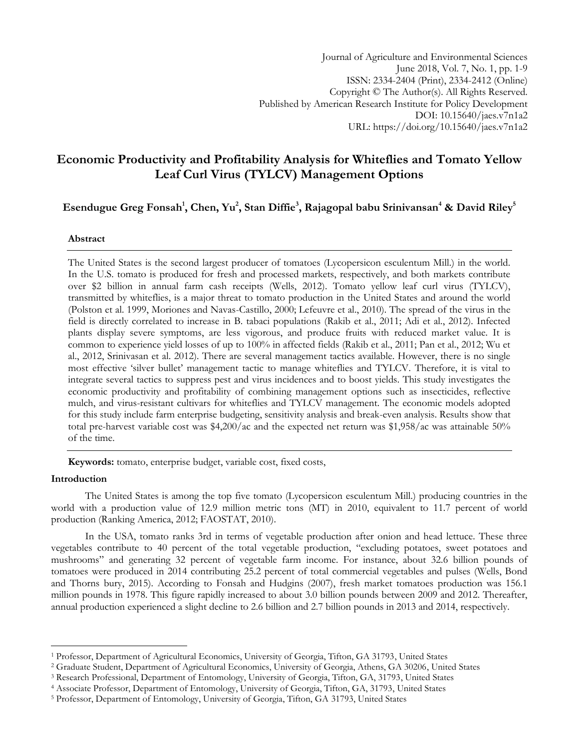Journal of Agriculture and Environmental Sciences
June 2018, Vol. 7, No. 1, pp. 1-9
ISSN: 2334-2404 (Print), 2334-2412 (Online)
Copyright © The Author(s). All Rights Reserved.
Published by American Research Institute for Policy Development
DOI: 10.15640/jaes.v7n1a2
URL: https://doi.org/10.15640/jaes.v7n1a2

# Economic Productivity and Profitability Analysis for Whiteflies and Tomato Yellow Leaf Curl Virus (TYLCV) Management Options

**Esendugue Greg Fonsah[1], Chen, Yu[2], Stan Diffie[3], Rajagopal babu Srinivansan[4] & David Riley[5]**

### Abstract

The United States is the second largest producer of tomatoes (Lycopersicon esculentum Mill.) in the world. In the U.S. tomato is produced for fresh and processed markets, respectively, and both markets contribute over $2 billion in annual farm cash receipts (Wells, 2012). Tomato yellow leaf curl virus (TYLCV), transmitted by whiteflies, is a major threat to tomato production in the United States and around the world (Polston et al. 1999, Moriones and Navas-Castillo, 2000; Lefeuvre et al., 2010). The spread of the virus in the field is directly correlated to increase in B. tabaci populations (Rakib et al., 2011; Adi et al., 2012). Infected plants display severe symptoms, are less vigorous, and produce fruits with reduced market value. It is common to experience yield losses of up to 100% in affected fields (Rakib et al., 2011; Pan et al., 2012; Wu et al., 2012, Srinivasan et al. 2012). There are several management tactics available. However, there is no single most effective 'silver bullet' management tactic to manage whiteflies and TYLCV. Therefore, it is vital to integrate several tactics to suppress pest and virus incidences and to boost yields. This study investigates the economic productivity and profitability of combining management options such as insecticides, reflective mulch, and virus-resistant cultivars for whiteflies and TYLCV management. The economic models adopted for this study include farm enterprise budgeting, sensitivity analysis and break-even analysis. Results show that total pre-harvest variable cost was $4,200/ac and the expected net return was $1,958/ac was attainable 50% of the time.

**Keywords:** tomato, enterprise budget, variable cost, fixed costs,

### Introduction

The United States is among the top five tomato (Lycopersicon esculentum Mill.) producing countries in the world with a production value of 12.9 million metric tons (MT) in 2010, equivalent to 11.7 percent of world production (Ranking America, 2012; FAOSTAT, 2010).

In the USA, tomato ranks 3rd in terms of vegetable production after onion and head lettuce. These three vegetables contribute to 40 percent of the total vegetable production, "excluding potatoes, sweet potatoes and mushrooms" and generating 32 percent of vegetable farm income. For instance, about 32.6 billion pounds of tomatoes were produced in 2014 contributing 25.2 percent of total commercial vegetables and pulses (Wells, Bond and Thorns bury, 2015). According to Fonsah and Hudgins (2007), fresh market tomatoes production was 156.1 million pounds in 1978. This figure rapidly increased to about 3.0 billion pounds between 2009 and 2012. Thereafter, annual production experienced a slight decline to 2.6 billion and 2.7 billion pounds in 2013 and 2014, respectively.

---

[1] Professor, Department of Agricultural Economics, University of Georgia, Tifton, GA 31793, United States
[2] Graduate Student, Department of Agricultural Economics, University of Georgia, Athens, GA 30206, United States
[3] Research Professional, Department of Entomology, University of Georgia, Tifton, GA, 31793, United States
[4] Associate Professor, Department of Entomology, University of Georgia, Tifton, GA, 31793, United States
[5] Professor, Department of Entomology, University of Georgia, Tifton, GA 31793, United States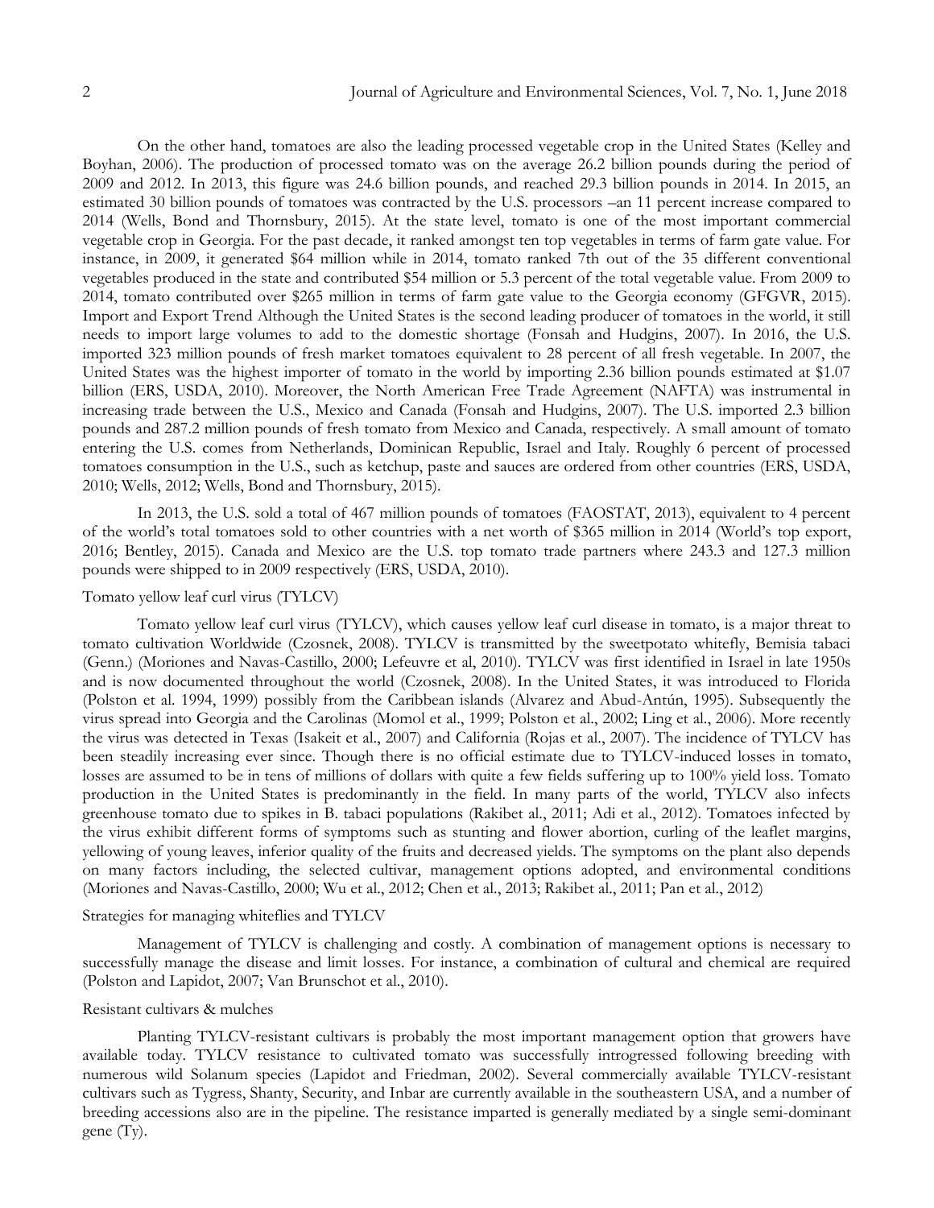On the other hand, tomatoes are also the leading processed vegetable crop in the United States (Kelley and Boyhan, 2006). The production of processed tomato was on the average 26.2 billion pounds during the period of 2009 and 2012. In 2013, this figure was 24.6 billion pounds, and reached 29.3 billion pounds in 2014. In 2015, an estimated 30 billion pounds of tomatoes was contracted by the U.S. processors –an 11 percent increase compared to 2014 (Wells, Bond and Thornsbury, 2015). At the state level, tomato is one of the most important commercial vegetable crop in Georgia. For the past decade, it ranked amongst ten top vegetables in terms of farm gate value. For instance, in 2009, it generated $64 million while in 2014, tomato ranked 7th out of the 35 different conventional vegetables produced in the state and contributed $54 million or 5.3 percent of the total vegetable value. From 2009 to 2014, tomato contributed over $265 million in terms of farm gate value to the Georgia economy (GFGVR, 2015). Import and Export Trend Although the United States is the second leading producer of tomatoes in the world, it still needs to import large volumes to add to the domestic shortage (Fonsah and Hudgins, 2007). In 2016, the U.S. imported 323 million pounds of fresh market tomatoes equivalent to 28 percent of all fresh vegetable. In 2007, the United States was the highest importer of tomato in the world by importing 2.36 billion pounds estimated at $1.07 billion (ERS, USDA, 2010). Moreover, the North American Free Trade Agreement (NAFTA) was instrumental in increasing trade between the U.S., Mexico and Canada (Fonsah and Hudgins, 2007). The U.S. imported 2.3 billion pounds and 287.2 million pounds of fresh tomato from Mexico and Canada, respectively. A small amount of tomato entering the U.S. comes from Netherlands, Dominican Republic, Israel and Italy. Roughly 6 percent of processed tomatoes consumption in the U.S., such as ketchup, paste and sauces are ordered from other countries (ERS, USDA, 2010; Wells, 2012; Wells, Bond and Thornsbury, 2015).

In 2013, the U.S. sold a total of 467 million pounds of tomatoes (FAOSTAT, 2013), equivalent to 4 percent of the world's total tomatoes sold to other countries with a net worth of $365 million in 2014 (World's top export, 2016; Bentley, 2015). Canada and Mexico are the U.S. top tomato trade partners where 243.3 and 127.3 million pounds were shipped to in 2009 respectively (ERS, USDA, 2010).

## Tomato yellow leaf curl virus (TYLCV)

Tomato yellow leaf curl virus (TYLCV), which causes yellow leaf curl disease in tomato, is a major threat to tomato cultivation Worldwide (Czosnek, 2008). TYLCV is transmitted by the sweetpotato whitefly, *Bemisia tabaci* (Genn.) (Moriones and Navas-Castillo, 2000; Lefeuvre et al, 2010). TYLCV was first identified in Israel in late 1950s and is now documented throughout the world (Czosnek, 2008). In the United States, it was introduced to Florida (Polston et al. 1994, 1999) possibly from the Caribbean islands (Alvarez and Abud-Antún, 1995). Subsequently the virus spread into Georgia and the Carolinas (Momol et al., 1999; Polston et al., 2002; Ling et al., 2006). More recently the virus was detected in Texas (Isakeit et al., 2007) and California (Rojas et al., 2007). The incidence of TYLCV has been steadily increasing ever since. Though there is no official estimate due to TYLCV-induced losses in tomato, losses are assumed to be in tens of millions of dollars with quite a few fields suffering up to 100% yield loss. Tomato production in the United States is predominantly in the field. In many parts of the world, TYLCV also infects greenhouse tomato due to spikes in *B. tabaci* populations (Rakibet al., 2011; Adi et al., 2012). Tomatoes infected by the virus exhibit different forms of symptoms such as stunting and flower abortion, curling of the leaflet margins, yellowing of young leaves, inferior quality of the fruits and decreased yields. The symptoms on the plant also depends on many factors including, the selected cultivar, management options adopted, and environmental conditions (Moriones and Navas-Castillo, 2000; Wu et al., 2012; Chen et al., 2013; Rakibet al., 2011; Pan et al., 2012)

## Strategies for managing whiteflies and TYLCV

Management of TYLCV is challenging and costly. A combination of management options is necessary to successfully manage the disease and limit losses. For instance, a combination of cultural and chemical are required (Polston and Lapidot, 2007; Van Brunschot et al., 2010).

### Resistant cultivars & mulches

Planting TYLCV-resistant cultivars is probably the most important management option that growers have available today. TYLCV resistance to cultivated tomato was successfully introgressed following breeding with numerous wild *Solanum* species (Lapidot and Friedman, 2002). Several commercially available TYLCV-resistant cultivars such as Tygress, Shanty, Security, and Inbar are currently available in the southeastern USA, and a number of breeding accessions also are in the pipeline. The resistance imparted is generally mediated by a single semi-dominant gene (Ty).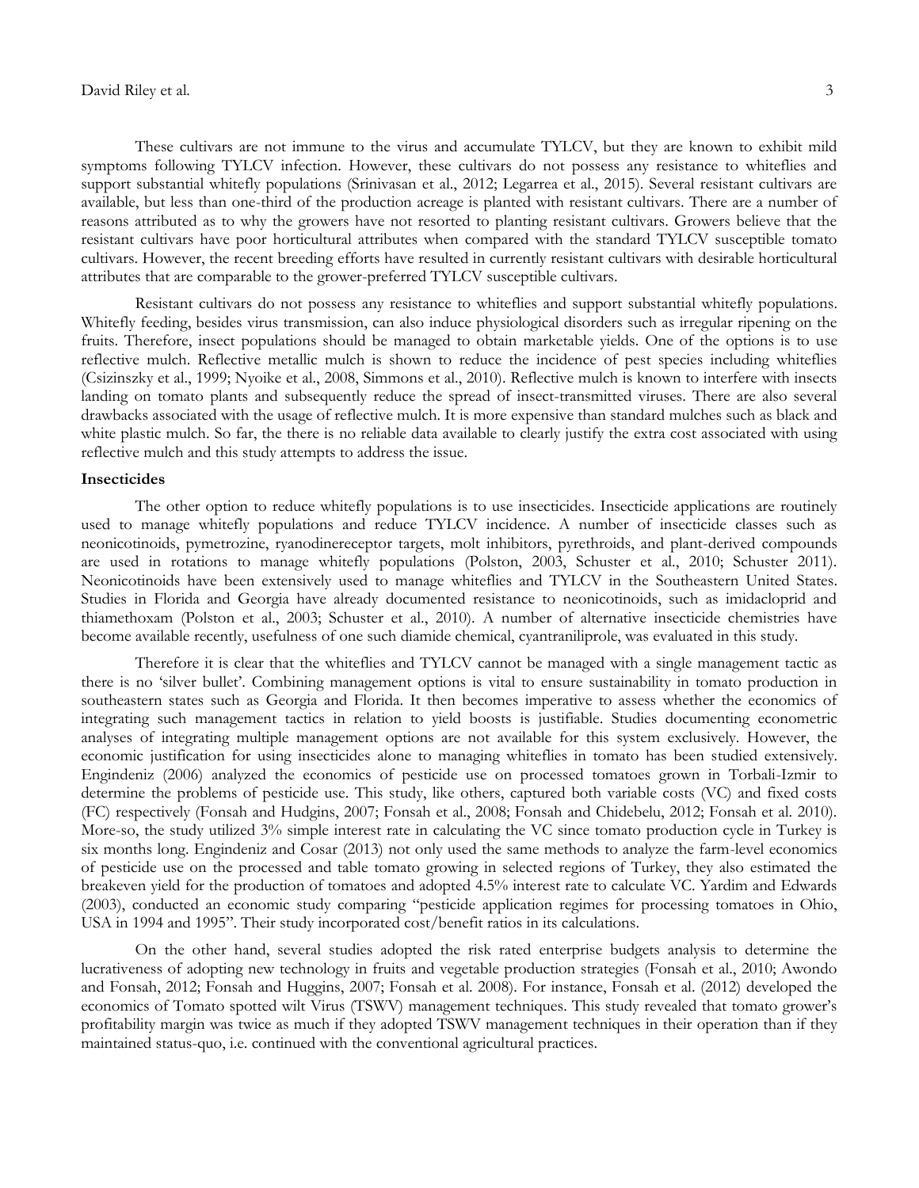These cultivars are not immune to the virus and accumulate TYLCV, but they are known to exhibit mild symptoms following TYLCV infection. However, these cultivars do not possess any resistance to whiteflies and support substantial whitefly populations (Srinivasan et al., 2012; Legarrea et al., 2015). Several resistant cultivars are available, but less than one-third of the production acreage is planted with resistant cultivars. There are a number of reasons attributed as to why the growers have not resorted to planting resistant cultivars. Growers believe that the resistant cultivars have poor horticultural attributes when compared with the standard TYLCV susceptible tomato cultivars. However, the recent breeding efforts have resulted in currently resistant cultivars with desirable horticultural attributes that are comparable to the grower-preferred TYLCV susceptible cultivars.

Resistant cultivars do not possess any resistance to whiteflies and support substantial whitefly populations. Whitefly feeding, besides virus transmission, can also induce physiological disorders such as irregular ripening on the fruits. Therefore, insect populations should be managed to obtain marketable yields. One of the options is to use reflective mulch. Reflective metallic mulch is shown to reduce the incidence of pest species including whiteflies (Csizinszky et al., 1999; Nyoike et al., 2008, Simmons et al., 2010). Reflective mulch is known to interfere with insects landing on tomato plants and subsequently reduce the spread of insect-transmitted viruses. There are also several drawbacks associated with the usage of reflective mulch. It is more expensive than standard mulches such as black and white plastic mulch. So far, the there is no reliable data available to clearly justify the extra cost associated with using reflective mulch and this study attempts to address the issue.

**Insecticides**

The other option to reduce whitefly populations is to use insecticides. Insecticide applications are routinely used to manage whitefly populations and reduce TYLCV incidence. A number of insecticide classes such as neonicotinoids, pymetrozine, ryanodinereceptor targets, molt inhibitors, pyrethroids, and plant-derived compounds are used in rotations to manage whitefly populations (Polston, 2003, Schuster et al., 2010; Schuster 2011). Neonicotinoids have been extensively used to manage whiteflies and TYLCV in the Southeastern United States. Studies in Florida and Georgia have already documented resistance to neonicotinoids, such as imidacloprid and thiamethoxam (Polston et al., 2003; Schuster et al., 2010). A number of alternative insecticide chemistries have become available recently, usefulness of one such diamide chemical, cyantraniliprole, was evaluated in this study.

Therefore it is clear that the whiteflies and TYLCV cannot be managed with a single management tactic as there is no 'silver bullet'. Combining management options is vital to ensure sustainability in tomato production in southeastern states such as Georgia and Florida. It then becomes imperative to assess whether the economics of integrating such management tactics in relation to yield boosts is justifiable. Studies documenting econometric analyses of integrating multiple management options are not available for this system exclusively. However, the economic justification for using insecticides alone to managing whiteflies in tomato has been studied extensively. Engindeniz (2006) analyzed the economics of pesticide use on processed tomatoes grown in Torbali-Izmir to determine the problems of pesticide use. This study, like others, captured both variable costs (VC) and fixed costs (FC) respectively (Fonsah and Hudgins, 2007; Fonsah et al., 2008; Fonsah and Chidebelu, 2012; Fonsah et al. 2010). More-so, the study utilized 3% simple interest rate in calculating the VC since tomato production cycle in Turkey is six months long. Engindeniz and Cosar (2013) not only used the same methods to analyze the farm-level economics of pesticide use on the processed and table tomato growing in selected regions of Turkey, they also estimated the breakeven yield for the production of tomatoes and adopted 4.5% interest rate to calculate VC. Yardim and Edwards (2003), conducted an economic study comparing "pesticide application regimes for processing tomatoes in Ohio, USA in 1994 and 1995". Their study incorporated cost/benefit ratios in its calculations.

On the other hand, several studies adopted the risk rated enterprise budgets analysis to determine the lucrativeness of adopting new technology in fruits and vegetable production strategies (Fonsah et al., 2010; Awondo and Fonsah, 2012; Fonsah and Huggins, 2007; Fonsah et al. 2008). For instance, Fonsah et al. (2012) developed the economics of Tomato spotted wilt Virus (TSWV) management techniques. This study revealed that tomato grower's profitability margin was twice as much if they adopted TSWV management techniques in their operation than if they maintained status-quo, i.e. continued with the conventional agricultural practices.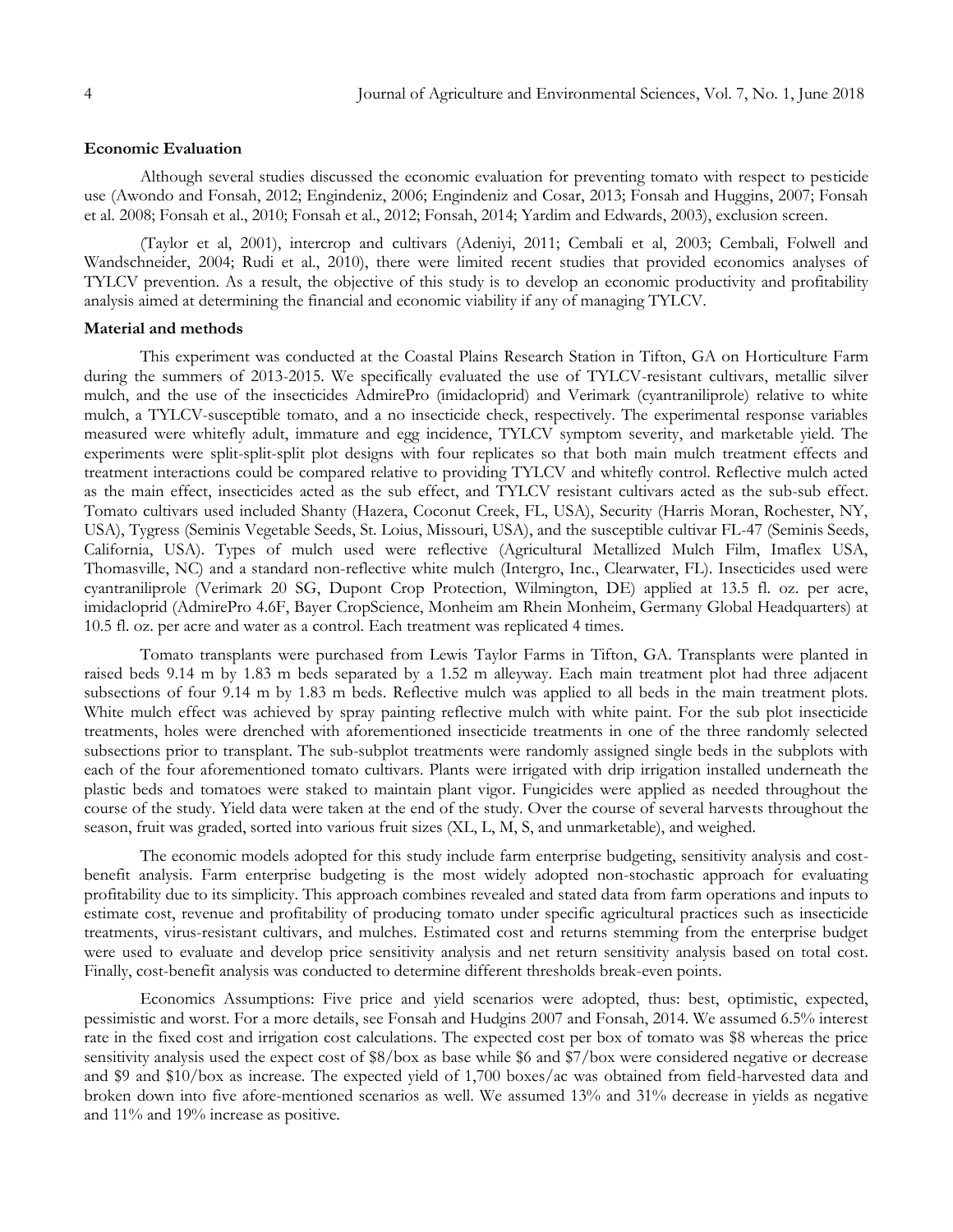### Economic Evaluation

Although several studies discussed the economic evaluation for preventing tomato with respect to pesticide use (Awondo and Fonsah, 2012; Engindeniz, 2006; Engindeniz and Cosar, 2013; Fonsah and Huggins, 2007; Fonsah et al. 2008; Fonsah et al., 2010; Fonsah et al., 2012; Fonsah, 2014; Yardim and Edwards, 2003), exclusion screen.

(Taylor et al, 2001), intercrop and cultivars (Adeniyi, 2011; Cembali et al, 2003; Cembali, Folwell and Wandschneider, 2004; Rudi et al., 2010), there were limited recent studies that provided economics analyses of TYLCV prevention. As a result, the objective of this study is to develop an economic productivity and profitability analysis aimed at determining the financial and economic viability if any of managing TYLCV.

### Material and methods

This experiment was conducted at the Coastal Plains Research Station in Tifton, GA on Horticulture Farm during the summers of 2013-2015. We specifically evaluated the use of TYLCV-resistant cultivars, metallic silver mulch, and the use of the insecticides AdmirePro (imidacloprid) and Verimark (cyantraniliprole) relative to white mulch, a TYLCV-susceptible tomato, and a no insecticide check, respectively. The experimental response variables measured were whitefly adult, immature and egg incidence, TYLCV symptom severity, and marketable yield. The experiments were split-split-split plot designs with four replicates so that both main mulch treatment effects and treatment interactions could be compared relative to providing TYLCV and whitefly control. Reflective mulch acted as the main effect, insecticides acted as the sub effect, and TYLCV resistant cultivars acted as the sub-sub effect. Tomato cultivars used included Shanty (Hazera, Coconut Creek, FL, USA), Security (Harris Moran, Rochester, NY, USA), Tygress (Seminis Vegetable Seeds, St. Loius, Missouri, USA), and the susceptible cultivar FL-47 (Seminis Seeds, California, USA). Types of mulch used were reflective (Agricultural Metallized Mulch Film, Imaflex USA, Thomasville, NC) and a standard non-reflective white mulch (Intergro, Inc., Clearwater, FL). Insecticides used were cyantraniliprole (Verimark 20 SG, Dupont Crop Protection, Wilmington, DE) applied at 13.5 fl. oz. per acre, imidacloprid (AdmirePro 4.6F, Bayer CropScience, Monheim am Rhein Monheim, Germany Global Headquarters) at 10.5 fl. oz. per acre and water as a control. Each treatment was replicated 4 times.

Tomato transplants were purchased from Lewis Taylor Farms in Tifton, GA. Transplants were planted in raised beds 9.14 m by 1.83 m beds separated by a 1.52 m alleyway. Each main treatment plot had three adjacent subsections of four 9.14 m by 1.83 m beds. Reflective mulch was applied to all beds in the main treatment plots. White mulch effect was achieved by spray painting reflective mulch with white paint. For the sub plot insecticide treatments, holes were drenched with aforementioned insecticide treatments in one of the three randomly selected subsections prior to transplant. The sub-subplot treatments were randomly assigned single beds in the subplots with each of the four aforementioned tomato cultivars. Plants were irrigated with drip irrigation installed underneath the plastic beds and tomatoes were staked to maintain plant vigor. Fungicides were applied as needed throughout the course of the study. Yield data were taken at the end of the study. Over the course of several harvests throughout the season, fruit was graded, sorted into various fruit sizes (XL, L, M, S, and unmarketable), and weighed.

The economic models adopted for this study include farm enterprise budgeting, sensitivity analysis and cost-benefit analysis. Farm enterprise budgeting is the most widely adopted non-stochastic approach for evaluating profitability due to its simplicity. This approach combines revealed and stated data from farm operations and inputs to estimate cost, revenue and profitability of producing tomato under specific agricultural practices such as insecticide treatments, virus-resistant cultivars, and mulches. Estimated cost and returns stemming from the enterprise budget were used to evaluate and develop price sensitivity analysis and net return sensitivity analysis based on total cost. Finally, cost-benefit analysis was conducted to determine different thresholds break-even points.

Economics Assumptions: Five price and yield scenarios were adopted, thus: best, optimistic, expected, pessimistic and worst. For a more details, see Fonsah and Hudgins 2007 and Fonsah, 2014. We assumed 6.5% interest rate in the fixed cost and irrigation cost calculations. The expected cost per box of tomato was $8 whereas the price sensitivity analysis used the expect cost of $8/box as base while $6 and $7/box were considered negative or decrease and $9 and $10/box as increase. The expected yield of 1,700 boxes/ac was obtained from field-harvested data and broken down into five afore-mentioned scenarios as well. We assumed 13% and 31% decrease in yields as negative and 11% and 19% increase as positive.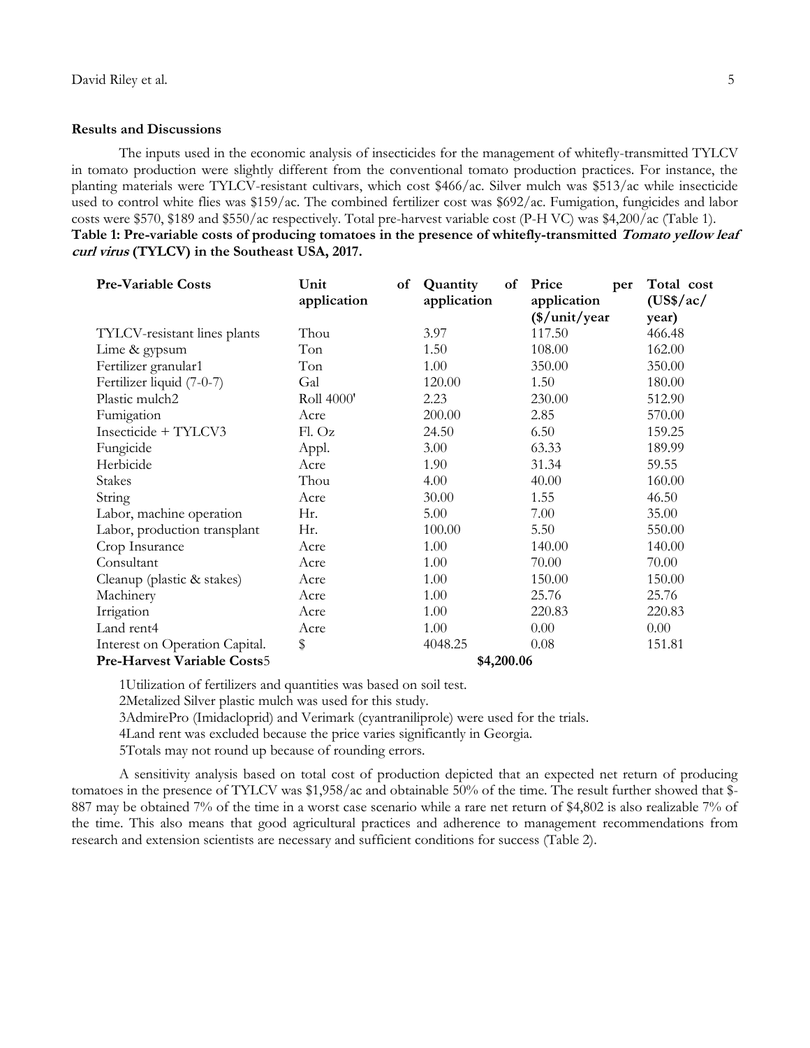### Results and Discussions

The inputs used in the economic analysis of insecticides for the management of whitefly-transmitted TYLCV in tomato production were slightly different from the conventional tomato production practices. For instance, the planting materials were TYLCV-resistant cultivars, which cost $466/ac. Silver mulch was $513/ac while insecticide used to control white flies was $159/ac. The combined fertilizer cost was $692/ac. Fumigation, fungicides and labor costs were $570, $189 and $550/ac respectively. Total pre-harvest variable cost (P-H VC) was $4,200/ac (Table 1).

**Table 1: Pre-variable costs of producing tomatoes in the presence of whitefly-transmitted *Tomato yellow leaf curl virus* (TYLCV) in the Southeast USA, 2017.**

| Pre-Variable Costs | Unit of application | Quantity of application | Price per application ($/unit/year | Total cost (US$/ac/ year) |
|---|---|---|---|---|
| TYLCV-resistant lines plants | Thou | 3.97 | 117.50 | 466.48 |
| Lime & gypsum | Ton | 1.50 | 108.00 | 162.00 |
| Fertilizer granular1 | Ton | 1.00 | 350.00 | 350.00 |
| Fertilizer liquid (7-0-7) | Gal | 120.00 | 1.50 | 180.00 |
| Plastic mulch2 | Roll 4000' | 2.23 | 230.00 | 512.90 |
| Fumigation | Acre | 200.00 | 2.85 | 570.00 |
| Insecticide + TYLCV3 | Fl. Oz | 24.50 | 6.50 | 159.25 |
| Fungicide | Appl. | 3.00 | 63.33 | 189.99 |
| Herbicide | Acre | 1.90 | 31.34 | 59.55 |
| Stakes | Thou | 4.00 | 40.00 | 160.00 |
| String | Acre | 30.00 | 1.55 | 46.50 |
| Labor, machine operation | Hr. | 5.00 | 7.00 | 35.00 |
| Labor, production transplant | Hr. | 100.00 | 5.50 | 550.00 |
| Crop Insurance | Acre | 1.00 | 140.00 | 140.00 |
| Consultant | Acre | 1.00 | 70.00 | 70.00 |
| Cleanup (plastic & stakes) | Acre | 1.00 | 150.00 | 150.00 |
| Machinery | Acre | 1.00 | 25.76 | 25.76 |
| Irrigation | Acre | 1.00 | 220.83 | 220.83 |
| Land rent4 | Acre | 1.00 | 0.00 | 0.00 |
| Interest on Operation Capital. | $ | 4048.25 | 0.08 | 151.81 |
| **Pre-Harvest Variable Costs**5 | | **$4,200.06** | | |

1Utilization of fertilizers and quantities was based on soil test.

2Metalized Silver plastic mulch was used for this study.

3AdmirePro (Imidacloprid) and Verimark (cyantraniliprole) were used for the trials.

4Land rent was excluded because the price varies significantly in Georgia.

5Totals may not round up because of rounding errors.

A sensitivity analysis based on total cost of production depicted that an expected net return of producing tomatoes in the presence of TYLCV was $1,958/ac and obtainable 50% of the time. The result further showed that $-887 may be obtained 7% of the time in a worst case scenario while a rare net return of $4,802 is also realizable 7% of the time. This also means that good agricultural practices and adherence to management recommendations from research and extension scientists are necessary and sufficient conditions for success (Table 2).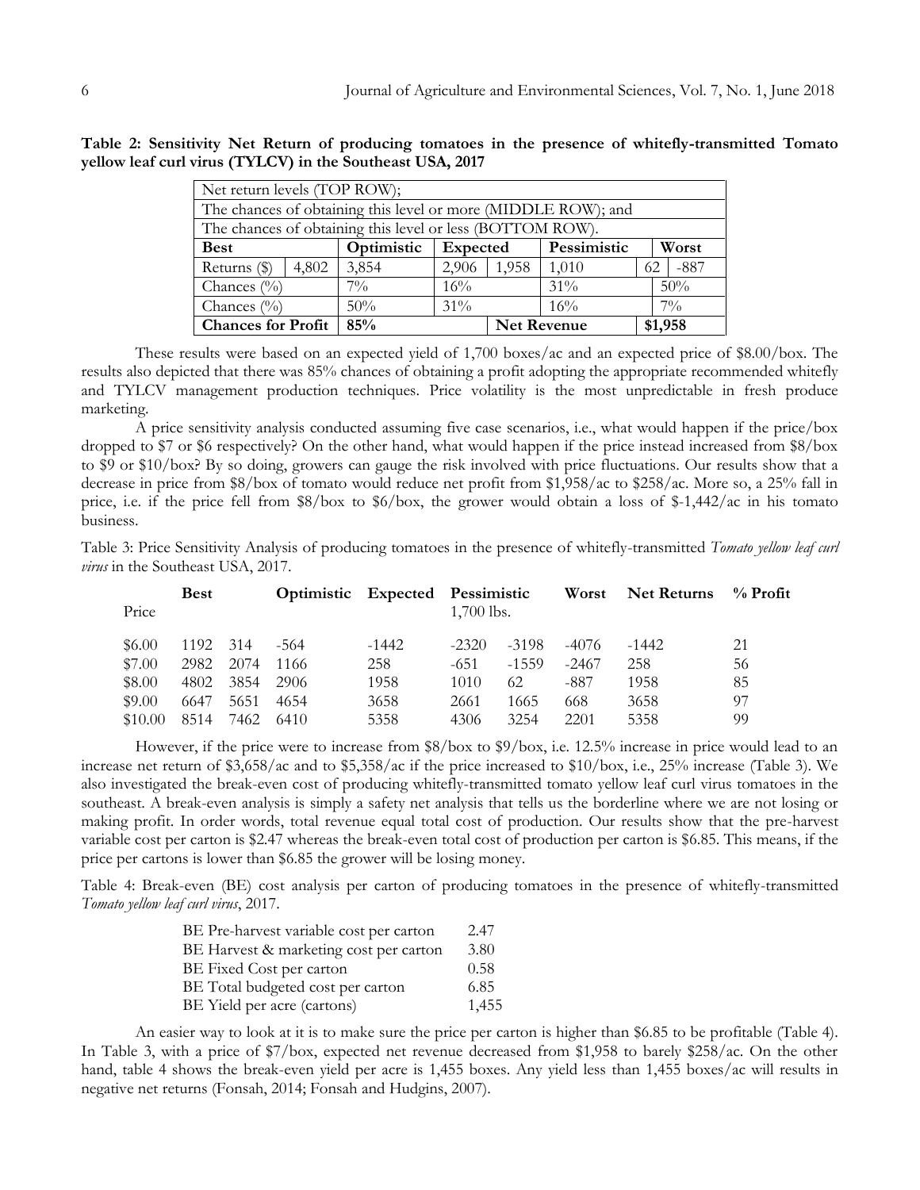**Table 2: Sensitivity Net Return of producing tomatoes in the presence of whitefly-transmitted Tomato yellow leaf curl virus (TYLCV) in the Southeast USA, 2017**

| Net return levels (TOP ROW); The chances of obtaining this level or more (MIDDLE ROW); and The chances of obtaining this level or less (BOTTOM ROW). | | | | | | | |
|---|---|---|---|---|---|---|---|
| **Best** | | **Optimistic** | **Expected** | | **Pessimistic** | **Worst** | |
| Returns ($) | 4,802 | 3,854 | 2,906 | 1,958 | 1,010 | 62 | -887 |
| Chances (%) | | 7% | 16% | | 31% | 50% | |
| Chances (%) | | 50% | 31% | | 16% | 7% | |
| **Chances for Profit** | | **85%** | | **Net Revenue** | | **$1,958** | |

These results were based on an expected yield of 1,700 boxes/ac and an expected price of $8.00/box. The results also depicted that there was 85% chances of obtaining a profit adopting the appropriate recommended whitefly and TYLCV management production techniques. Price volatility is the most unpredictable in fresh produce marketing.

A price sensitivity analysis conducted assuming five case scenarios, i.e., what would happen if the price/box dropped to $7 or $6 respectively? On the other hand, what would happen if the price instead increased from $8/box to $9 or $10/box? By so doing, growers can gauge the risk involved with price fluctuations. Our results show that a decrease in price from $8/box of tomato would reduce net profit from $1,958/ac to $258/ac. More so, a 25% fall in price, i.e. if the price fell from $8/box to $6/box, the grower would obtain a loss of $-1,442/ac in his tomato business.

Table 3: Price Sensitivity Analysis of producing tomatoes in the presence of whitefly-transmitted *Tomato yellow leaf curl virus* in the Southeast USA, 2017.

| Price | **Best** | | **Optimistic** | **Expected** | **Pessimistic** 1,700 lbs. | | **Worst** | **Net Returns** | **% Profit** |
|---|---|---|---|---|---|---|---|---|---|
| $6.00 | 1192 | 314 | -564 | -1442 | -2320 | -3198 | -4076 | -1442 | 21 |
| $7.00 | 2982 | 2074 | 1166 | 258 | -651 | -1559 | -2467 | 258 | 56 |
| $8.00 | 4802 | 3854 | 2906 | 1958 | 1010 | 62 | -887 | 1958 | 85 |
| $9.00 | 6647 | 5651 | 4654 | 3658 | 2661 | 1665 | 668 | 3658 | 97 |
| $10.00 | 8514 | 7462 | 6410 | 5358 | 4306 | 3254 | 2201 | 5358 | 99 |

However, if the price were to increase from $8/box to $9/box, i.e. 12.5% increase in price would lead to an increase net return of $3,658/ac and to $5,358/ac if the price increased to $10/box, i.e., 25% increase (Table 3). We also investigated the break-even cost of producing whitefly-transmitted tomato yellow leaf curl virus tomatoes in the southeast. A break-even analysis is simply a safety net analysis that tells us the borderline where we are not losing or making profit. In order words, total revenue equal total cost of production. Our results show that the pre-harvest variable cost per carton is $2.47 whereas the break-even total cost of production per carton is $6.85. This means, if the price per cartons is lower than $6.85 the grower will be losing money.

Table 4: Break-even (BE) cost analysis per carton of producing tomatoes in the presence of whitefly-transmitted *Tomato yellow leaf curl virus*, 2017.

| | |
|---|---|
| BE Pre-harvest variable cost per carton | 2.47 |
| BE Harvest & marketing cost per carton | 3.80 |
| BE Fixed Cost per carton | 0.58 |
| BE Total budgeted cost per carton | 6.85 |
| BE Yield per acre (cartons) | 1,455 |

An easier way to look at it is to make sure the price per carton is higher than $6.85 to be profitable (Table 4). In Table 3, with a price of $7/box, expected net revenue decreased from $1,958 to barely $258/ac. On the other hand, table 4 shows the break-even yield per acre is 1,455 boxes. Any yield less than 1,455 boxes/ac will results in negative net returns (Fonsah, 2014; Fonsah and Hudgins, 2007).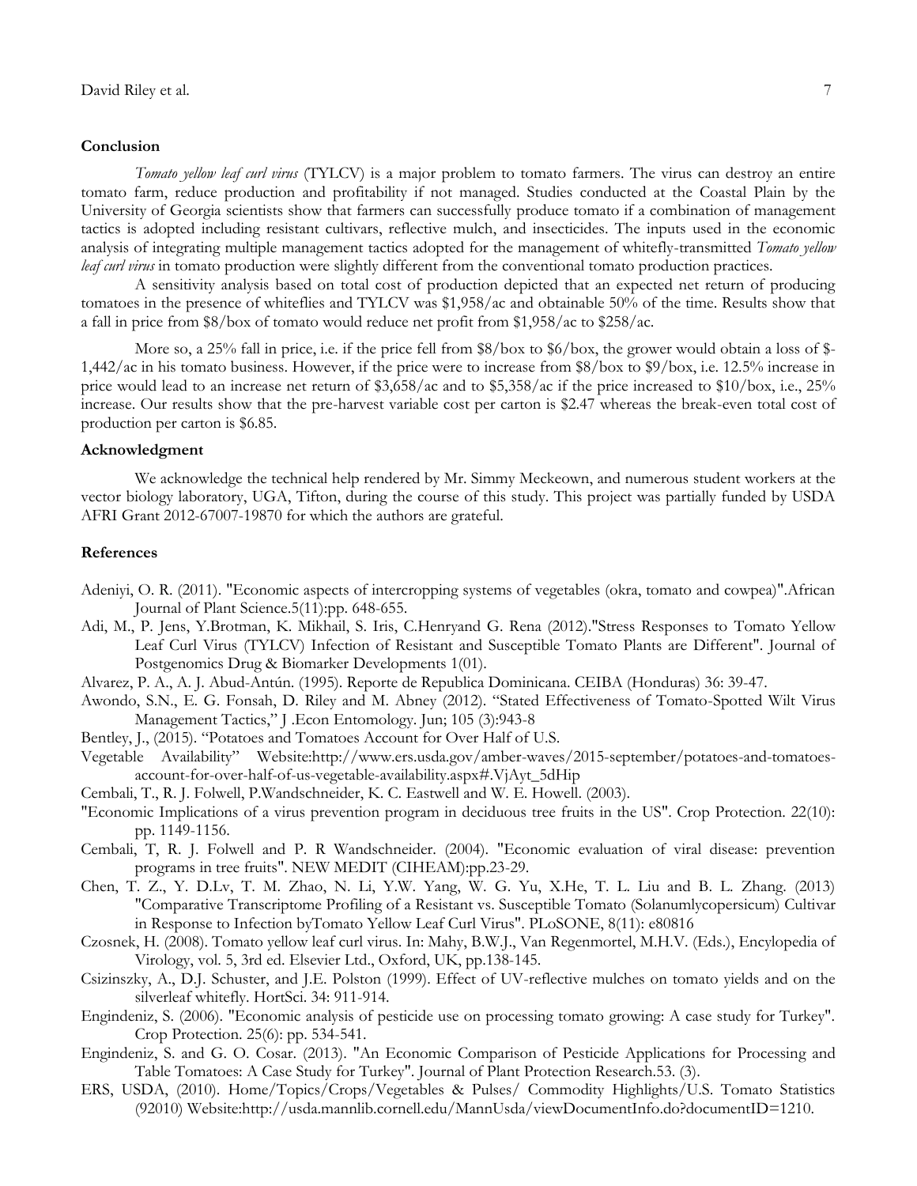## Conclusion

*Tomato yellow leaf curl virus* (TYLCV) is a major problem to tomato farmers. The virus can destroy an entire tomato farm, reduce production and profitability if not managed. Studies conducted at the Coastal Plain by the University of Georgia scientists show that farmers can successfully produce tomato if a combination of management tactics is adopted including resistant cultivars, reflective mulch, and insecticides. The inputs used in the economic analysis of integrating multiple management tactics adopted for the management of whitefly-transmitted *Tomato yellow leaf curl virus* in tomato production were slightly different from the conventional tomato production practices.

A sensitivity analysis based on total cost of production depicted that an expected net return of producing tomatoes in the presence of whiteflies and TYLCV was $1,958/ac and obtainable 50% of the time. Results show that a fall in price from $8/box of tomato would reduce net profit from $1,958/ac to $258/ac.

More so, a 25% fall in price, i.e. if the price fell from $8/box to $6/box, the grower would obtain a loss of $-1,442/ac in his tomato business. However, if the price were to increase from $8/box to $9/box, i.e. 12.5% increase in price would lead to an increase net return of $3,658/ac and to $5,358/ac if the price increased to $10/box, i.e., 25% increase. Our results show that the pre-harvest variable cost per carton is $2.47 whereas the break-even total cost of production per carton is $6.85.

## Acknowledgment

We acknowledge the technical help rendered by Mr. Simmy Meckeown, and numerous student workers at the vector biology laboratory, UGA, Tifton, during the course of this study. This project was partially funded by USDA AFRI Grant 2012-67007-19870 for which the authors are grateful.

## References

Adeniyi, O. R. (2011). "Economic aspects of intercropping systems of vegetables (okra, tomato and cowpea)".African Journal of Plant Science.5(11):pp. 648-655.

Adi, M., P. Jens, Y.Brotman, K. Mikhail, S. Iris, C.Henryand G. Rena (2012)."Stress Responses to Tomato Yellow Leaf Curl Virus (TYLCV) Infection of Resistant and Susceptible Tomato Plants are Different". Journal of Postgenomics Drug & Biomarker Developments 1(01).

Alvarez, P. A., A. J. Abud-Antún. (1995). Reporte de Republica Dominicana. CEIBA (Honduras) 36: 39-47.

Awondo, S.N., E. G. Fonsah, D. Riley and M. Abney (2012). "Stated Effectiveness of Tomato-Spotted Wilt Virus Management Tactics," J .Econ Entomology. Jun; 105 (3):943-8

Bentley, J., (2015). "Potatoes and Tomatoes Account for Over Half of U.S.

Vegetable Availability" Website:http://www.ers.usda.gov/amber-waves/2015-september/potatoes-and-tomatoes-account-for-over-half-of-us-vegetable-availability.aspx#.VjAyt_5dHip

Cembali, T., R. J. Folwell, P.Wandschneider, K. C. Eastwell and W. E. Howell. (2003).

"Economic Implications of a virus prevention program in deciduous tree fruits in the US". Crop Protection. 22(10): pp. 1149-1156.

Cembali, T, R. J. Folwell and P. R Wandschneider. (2004). "Economic evaluation of viral disease: prevention programs in tree fruits". NEW MEDIT (CIHEAM):pp.23-29.

Chen, T. Z., Y. D.Lv, T. M. Zhao, N. Li, Y.W. Yang, W. G. Yu, X.He, T. L. Liu and B. L. Zhang. (2013) "Comparative Transcriptome Profiling of a Resistant vs. Susceptible Tomato (Solanumlycopersicum) Cultivar in Response to Infection byTomato Yellow Leaf Curl Virus". PLoSONE, 8(11): e80816

Czosnek, H. (2008). Tomato yellow leaf curl virus. In: Mahy, B.W.J., Van Regenmortel, M.H.V. (Eds.), Encylopedia of Virology, vol. 5, 3rd ed. Elsevier Ltd., Oxford, UK, pp.138-145.

Csizinszky, A., D.J. Schuster, and J.E. Polston (1999). Effect of UV-reflective mulches on tomato yields and on the silverleaf whitefly. HortSci. 34: 911-914.

Engindeniz, S. (2006). "Economic analysis of pesticide use on processing tomato growing: A case study for Turkey". Crop Protection. 25(6): pp. 534-541.

Engindeniz, S. and G. O. Cosar. (2013). "An Economic Comparison of Pesticide Applications for Processing and Table Tomatoes: A Case Study for Turkey". Journal of Plant Protection Research.53. (3).

ERS, USDA, (2010). Home/Topics/Crops/Vegetables & Pulses/ Commodity Highlights/U.S. Tomato Statistics (92010) Website:http://usda.mannlib.cornell.edu/MannUsda/viewDocumentInfo.do?documentID=1210.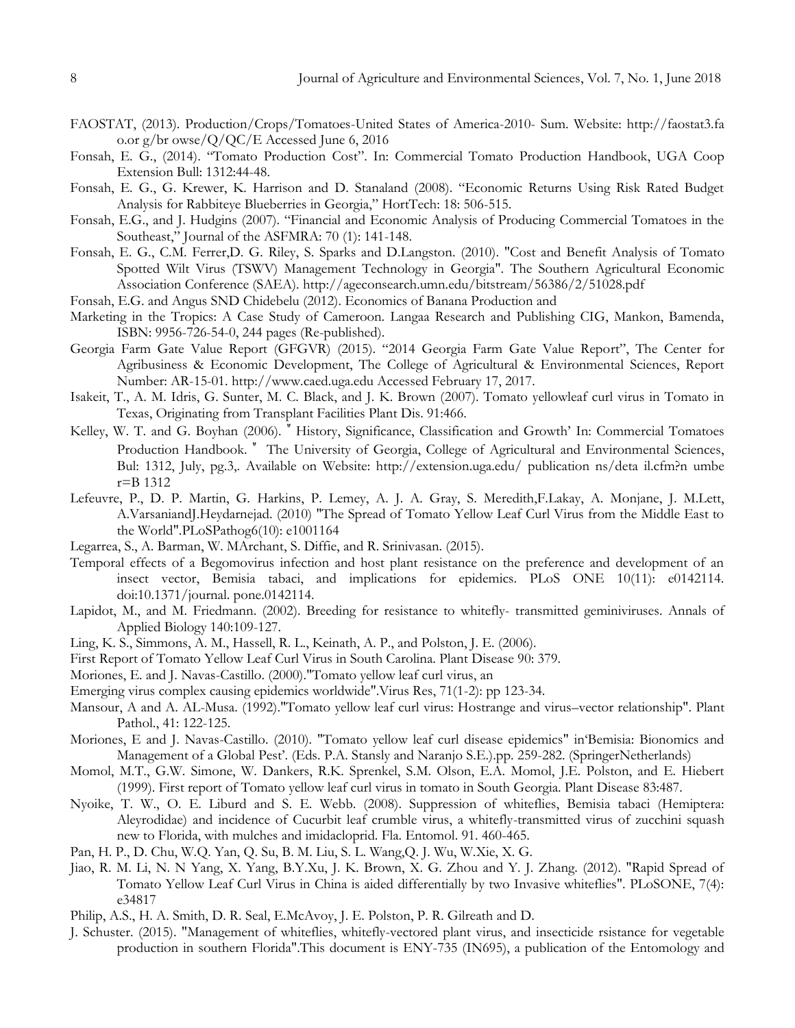FAOSTAT, (2013). Production/Crops/Tomatoes-United States of America-2010- Sum. Website: http://faostat3.fa o.or g/br owse/Q/QC/E Accessed June 6, 2016

Fonsah, E. G., (2014). "Tomato Production Cost". In: Commercial Tomato Production Handbook, UGA Coop Extension Bull: 1312:44-48.

Fonsah, E. G., G. Krewer, K. Harrison and D. Stanaland (2008). "Economic Returns Using Risk Rated Budget Analysis for Rabbiteye Blueberries in Georgia," HortTech: 18: 506-515.

Fonsah, E.G., and J. Hudgins (2007). "Financial and Economic Analysis of Producing Commercial Tomatoes in the Southeast," Journal of the ASFMRA: 70 (1): 141-148.

Fonsah, E. G., C.M. Ferrer,D. G. Riley, S. Sparks and D.Langston. (2010). "Cost and Benefit Analysis of Tomato Spotted Wilt Virus (TSWV) Management Technology in Georgia". The Southern Agricultural Economic Association Conference (SAEA). http://ageconsearch.umn.edu/bitstream/56386/2/51028.pdf

Fonsah, E.G. and Angus SND Chidebelu (2012). Economics of Banana Production and

Marketing in the Tropics: A Case Study of Cameroon. Langaa Research and Publishing CIG, Mankon, Bamenda, ISBN: 9956-726-54-0, 244 pages (Re-published).

Georgia Farm Gate Value Report (GFGVR) (2015). "2014 Georgia Farm Gate Value Report", The Center for Agribusiness & Economic Development, The College of Agricultural & Environmental Sciences, Report Number: AR-15-01. http://www.caed.uga.edu Accessed February 17, 2017.

Isakeit, T., A. M. Idris, G. Sunter, M. C. Black, and J. K. Brown (2007). Tomato yellowleaf curl virus in Tomato in Texas, Originating from Transplant Facilities Plant Dis. 91:466.

Kelley, W. T. and G. Boyhan (2006). " History, Significance, Classification and Growth' In: Commercial Tomatoes Production Handbook. " The University of Georgia, College of Agricultural and Environmental Sciences, Bul: 1312, July, pg.3,. Available on Website: http://extension.uga.edu/ publication ns/deta il.cfm?n umbe r=B 1312

Lefeuvre, P., D. P. Martin, G. Harkins, P. Lemey, A. J. A. Gray, S. Meredith,F.Lakay, A. Monjane, J. M.Lett, A.VarsaniandJ.Heydarnejad. (2010) "The Spread of Tomato Yellow Leaf Curl Virus from the Middle East to the World".PLoSPathog6(10): e1001164

Legarrea, S., A. Barman, W. MArchant, S. Diffie, and R. Srinivasan. (2015).

Temporal effects of a Begomovirus infection and host plant resistance on the preference and development of an insect vector, Bemisia tabaci, and implications for epidemics. PLoS ONE 10(11): e0142114. doi:10.1371/journal. pone.0142114.

Lapidot, M., and M. Friedmann. (2002). Breeding for resistance to whitefly- transmitted geminiviruses. Annals of Applied Biology 140:109-127.

Ling, K. S., Simmons, A. M., Hassell, R. L., Keinath, A. P., and Polston, J. E. (2006).

First Report of Tomato Yellow Leaf Curl Virus in South Carolina. Plant Disease 90: 379.

Moriones, E. and J. Navas-Castillo. (2000)."Tomato yellow leaf curl virus, an

Emerging virus complex causing epidemics worldwide".Virus Res, 71(1-2): pp 123-34.

Mansour, A and A. AL-Musa. (1992)."Tomato yellow leaf curl virus: Hostrange and virus–vector relationship". Plant Pathol., 41: 122-125.

Moriones, E and J. Navas-Castillo. (2010). "Tomato yellow leaf curl disease epidemics" in'Bemisia: Bionomics and Management of a Global Pest'. (Eds. P.A. Stansly and Naranjo S.E.).pp. 259-282. (SpringerNetherlands)

Momol, M.T., G.W. Simone, W. Dankers, R.K. Sprenkel, S.M. Olson, E.A. Momol, J.E. Polston, and E. Hiebert (1999). First report of Tomato yellow leaf curl virus in tomato in South Georgia. Plant Disease 83:487.

Nyoike, T. W., O. E. Liburd and S. E. Webb. (2008). Suppression of whiteflies, Bemisia tabaci (Hemiptera: Aleyrodidae) and incidence of Cucurbit leaf crumble virus, a whitefly-transmitted virus of zucchini squash new to Florida, with mulches and imidacloprid. Fla. Entomol. 91. 460-465.

Pan, H. P., D. Chu, W.Q. Yan, Q. Su, B. M. Liu, S. L. Wang,Q. J. Wu, W.Xie, X. G.

Jiao, R. M. Li, N. N Yang, X. Yang, B.Y.Xu, J. K. Brown, X. G. Zhou and Y. J. Zhang. (2012). "Rapid Spread of Tomato Yellow Leaf Curl Virus in China is aided differentially by two Invasive whiteflies". PLoSONE, 7(4): e34817

Philip, A.S., H. A. Smith, D. R. Seal, E.McAvoy, J. E. Polston, P. R. Gilreath and D.

J. Schuster. (2015). "Management of whiteflies, whitefly-vectored plant virus, and insecticide rsistance for vegetable production in southern Florida".This document is ENY-735 (IN695), a publication of the Entomology and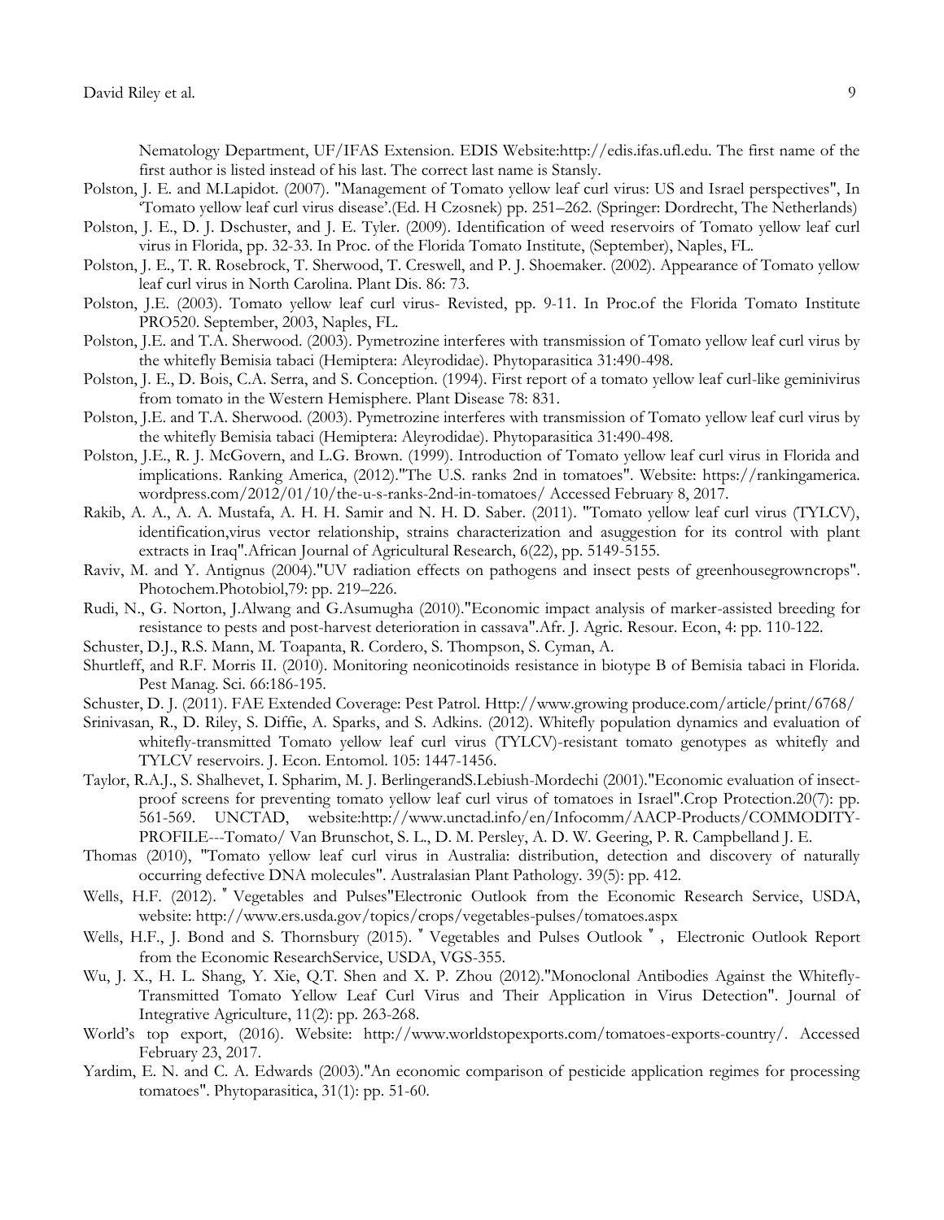Nematology Department, UF/IFAS Extension. EDIS Website:http://edis.ifas.ufl.edu. The first name of the first author is listed instead of his last. The correct last name is Stansly.

Polston, J. E. and M.Lapidot. (2007). "Management of Tomato yellow leaf curl virus: US and Israel perspectives", In 'Tomato yellow leaf curl virus disease'.(Ed. H Czosnek) pp. 251–262. (Springer: Dordrecht, The Netherlands)

Polston, J. E., D. J. Dschuster, and J. E. Tyler. (2009). Identification of weed reservoirs of Tomato yellow leaf curl virus in Florida, pp. 32-33. In Proc. of the Florida Tomato Institute, (September), Naples, FL.

Polston, J. E., T. R. Rosebrock, T. Sherwood, T. Creswell, and P. J. Shoemaker. (2002). Appearance of Tomato yellow leaf curl virus in North Carolina. Plant Dis. 86: 73.

Polston, J.E. (2003). Tomato yellow leaf curl virus- Revisted, pp. 9-11. In Proc.of the Florida Tomato Institute PRO520. September, 2003, Naples, FL.

Polston, J.E. and T.A. Sherwood. (2003). Pymetrozine interferes with transmission of Tomato yellow leaf curl virus by the whitefly Bemisia tabaci (Hemiptera: Aleyrodidae). Phytoparasitica 31:490-498.

Polston, J. E., D. Bois, C.A. Serra, and S. Conception. (1994). First report of a tomato yellow leaf curl-like geminivirus from tomato in the Western Hemisphere. Plant Disease 78: 831.

Polston, J.E. and T.A. Sherwood. (2003). Pymetrozine interferes with transmission of Tomato yellow leaf curl virus by the whitefly Bemisia tabaci (Hemiptera: Aleyrodidae). Phytoparasitica 31:490-498.

Polston, J.E., R. J. McGovern, and L.G. Brown. (1999). Introduction of Tomato yellow leaf curl virus in Florida and implications. Ranking America, (2012)."The U.S. ranks 2nd in tomatoes". Website: https://rankingamerica.wordpress.com/2012/01/10/the-u-s-ranks-2nd-in-tomatoes/ Accessed February 8, 2017.

Rakib, A. A., A. A. Mustafa, A. H. H. Samir and N. H. D. Saber. (2011). "Tomato yellow leaf curl virus (TYLCV), identification,virus vector relationship, strains characterization and asuggestion for its control with plant extracts in Iraq".African Journal of Agricultural Research, 6(22), pp. 5149-5155.

Raviv, M. and Y. Antignus (2004)."UV radiation effects on pathogens and insect pests of greenhousegrowncrops". Photochem.Photobiol,79: pp. 219–226.

Rudi, N., G. Norton, J.Alwang and G.Asumugha (2010)."Economic impact analysis of marker-assisted breeding for resistance to pests and post-harvest deterioration in cassava".Afr. J. Agric. Resour. Econ, 4: pp. 110-122.

Schuster, D.J., R.S. Mann, M. Toapanta, R. Cordero, S. Thompson, S. Cyman, A.

Shurtleff, and R.F. Morris II. (2010). Monitoring neonicotinoids resistance in biotype B of Bemisia tabaci in Florida. Pest Manag. Sci. 66:186-195.

Schuster, D. J. (2011). FAE Extended Coverage: Pest Patrol. Http://www.growing produce.com/article/print/6768/

Srinivasan, R., D. Riley, S. Diffie, A. Sparks, and S. Adkins. (2012). Whitefly population dynamics and evaluation of whitefly-transmitted Tomato yellow leaf curl virus (TYLCV)-resistant tomato genotypes as whitefly and TYLCV reservoirs. J. Econ. Entomol. 105: 1447-1456.

Taylor, R.A.J., S. Shalhevet, I. Spharim, M. J. BerlingerandS.Lebiush-Mordechi (2001)."Economic evaluation of insect-proof screens for preventing tomato yellow leaf curl virus of tomatoes in Israel".Crop Protection.20(7): pp. 561-569. UNCTAD, website:http://www.unctad.info/en/Infocomm/AACP-Products/COMMODITY-PROFILE---Tomato/ Van Brunschot, S. L., D. M. Persley, A. D. W. Geering, P. R. Campbelland J. E.

Thomas (2010), "Tomato yellow leaf curl virus in Australia: distribution, detection and discovery of naturally occurring defective DNA molecules". Australasian Plant Pathology. 39(5): pp. 412.

Wells, H.F. (2012). "Vegetables and Pulses"Electronic Outlook from the Economic Research Service, USDA, website: http://www.ers.usda.gov/topics/crops/vegetables-pulses/tomatoes.aspx

Wells, H.F., J. Bond and S. Thornsbury (2015). "Vegetables and Pulses Outlook", Electronic Outlook Report from the Economic ResearchService, USDA, VGS-355.

Wu, J. X., H. L. Shang, Y. Xie, Q.T. Shen and X. P. Zhou (2012)."Monoclonal Antibodies Against the Whitefly-Transmitted Tomato Yellow Leaf Curl Virus and Their Application in Virus Detection". Journal of Integrative Agriculture, 11(2): pp. 263-268.

World's top export, (2016). Website: http://www.worldstopexports.com/tomatoes-exports-country/. Accessed February 23, 2017.

Yardim, E. N. and C. A. Edwards (2003)."An economic comparison of pesticide application regimes for processing tomatoes". Phytoparasitica, 31(1): pp. 51-60.